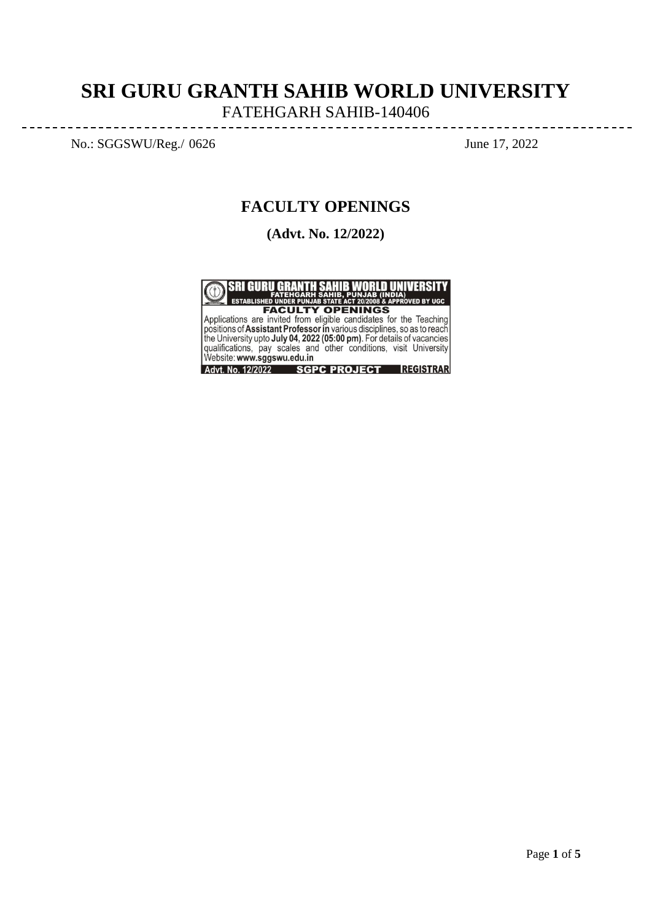# SRI GURU GRANTH SAHIB WORLD UNIVERSITY

FATEHGARH SAHIB-140406

No.: SGGSWU/Reg./ 0626 June 17, 2022

## FACULTY OPENINGS

**(Advt. No. 12/2022)**

**SRI GURU GRANTH SAHIB WORLD UNIVERSITY**
**FATEHGARH SAHIB, PUNJAB (INDIA)**
**ESTABLISHED UNDER PUNJAB STATE ACT 20/2008 & APPROVED BY UGC**

**FACULTY OPENINGS**

Applications are invited from eligible candidates for the Teaching positions of **Assistant Professor in** various disciplines, so as to reach the University upto **July 04, 2022 (05:00 pm)**. For details of vacancies qualifications, pay scales and other conditions, visit University Website: **www.sggswu.edu.in**

**Advt. No. 12/2022** **SGPC PROJECT** **REGISTRAR**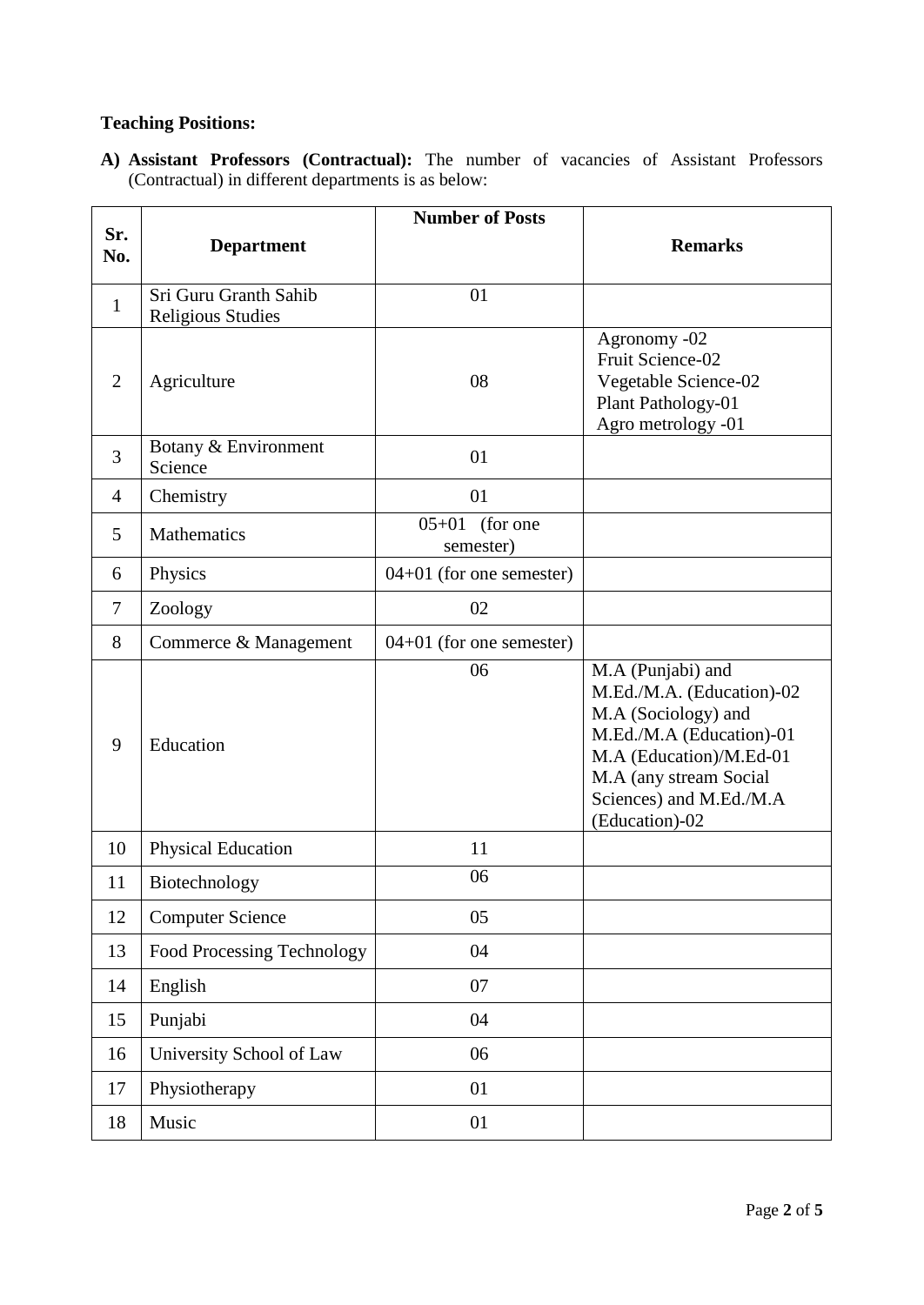**Teaching Positions:**

**A) Assistant Professors (Contractual):** The number of vacancies of Assistant Professors (Contractual) in different departments is as below:

| Sr. No. | Department | Number of Posts | Remarks |
|---|---|---|---|
| 1 | Sri Guru Granth Sahib Religious Studies | 01 | |
| 2 | Agriculture | 08 | Agronomy -02<br>Fruit Science-02<br>Vegetable Science-02<br>Plant Pathology-01<br>Agro metrology -01 |
| 3 | Botany & Environment Science | 01 | |
| 4 | Chemistry | 01 | |
| 5 | Mathematics | 05+01 (for one semester) | |
| 6 | Physics | 04+01 (for one semester) | |
| 7 | Zoology | 02 | |
| 8 | Commerce & Management | 04+01 (for one semester) | |
| 9 | Education | 06 | M.A (Punjabi) and M.Ed./M.A. (Education)-02<br>M.A (Sociology) and M.Ed./M.A (Education)-01<br>M.A (Education)/M.Ed-01<br>M.A (any stream Social Sciences) and M.Ed./M.A (Education)-02 |
| 10 | Physical Education | 11 | |
| 11 | Biotechnology | 06 | |
| 12 | Computer Science | 05 | |
| 13 | Food Processing Technology | 04 | |
| 14 | English | 07 | |
| 15 | Punjabi | 04 | |
| 16 | University School of Law | 06 | |
| 17 | Physiotherapy | 01 | |
| 18 | Music | 01 | |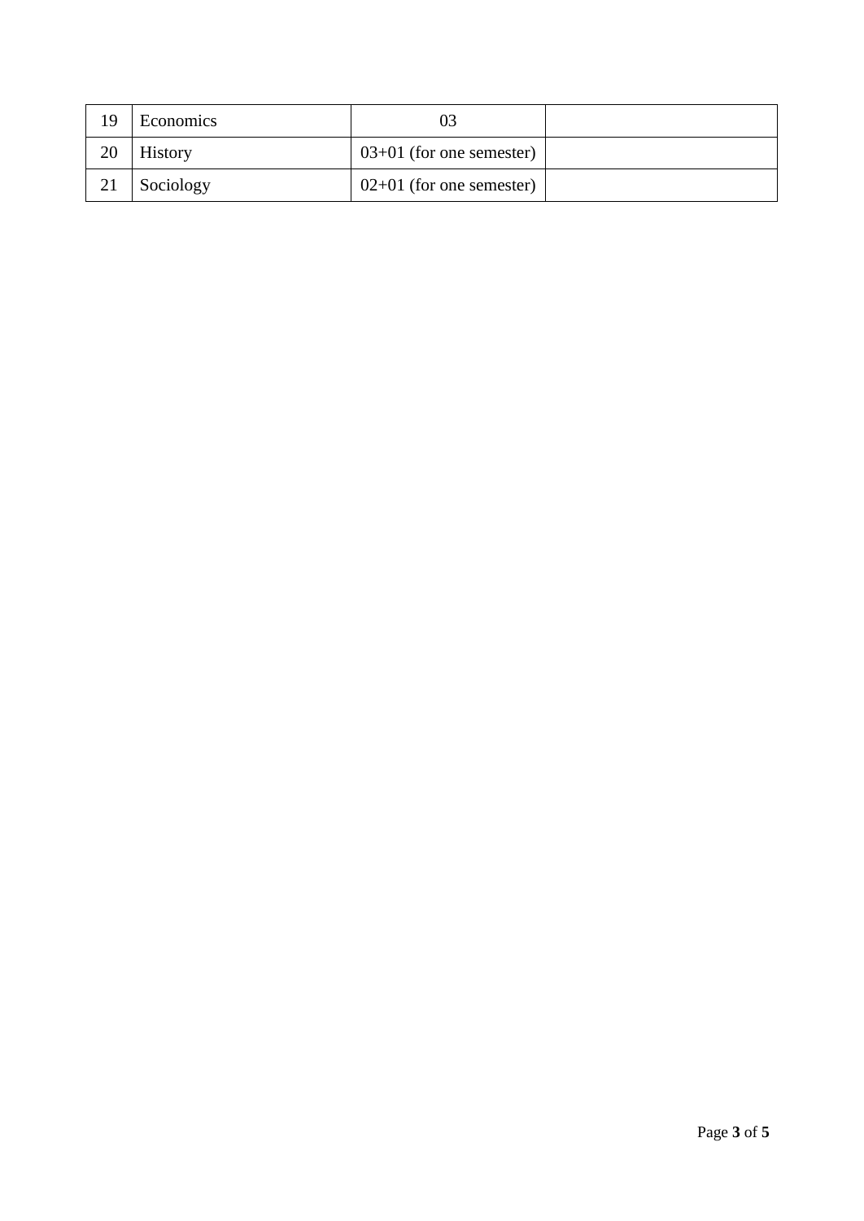| 19 | Economics | 03 | |
|---|---|---|---|
| 20 | History | 03+01 (for one semester) | |
| 21 | Sociology | 02+01 (for one semester) | |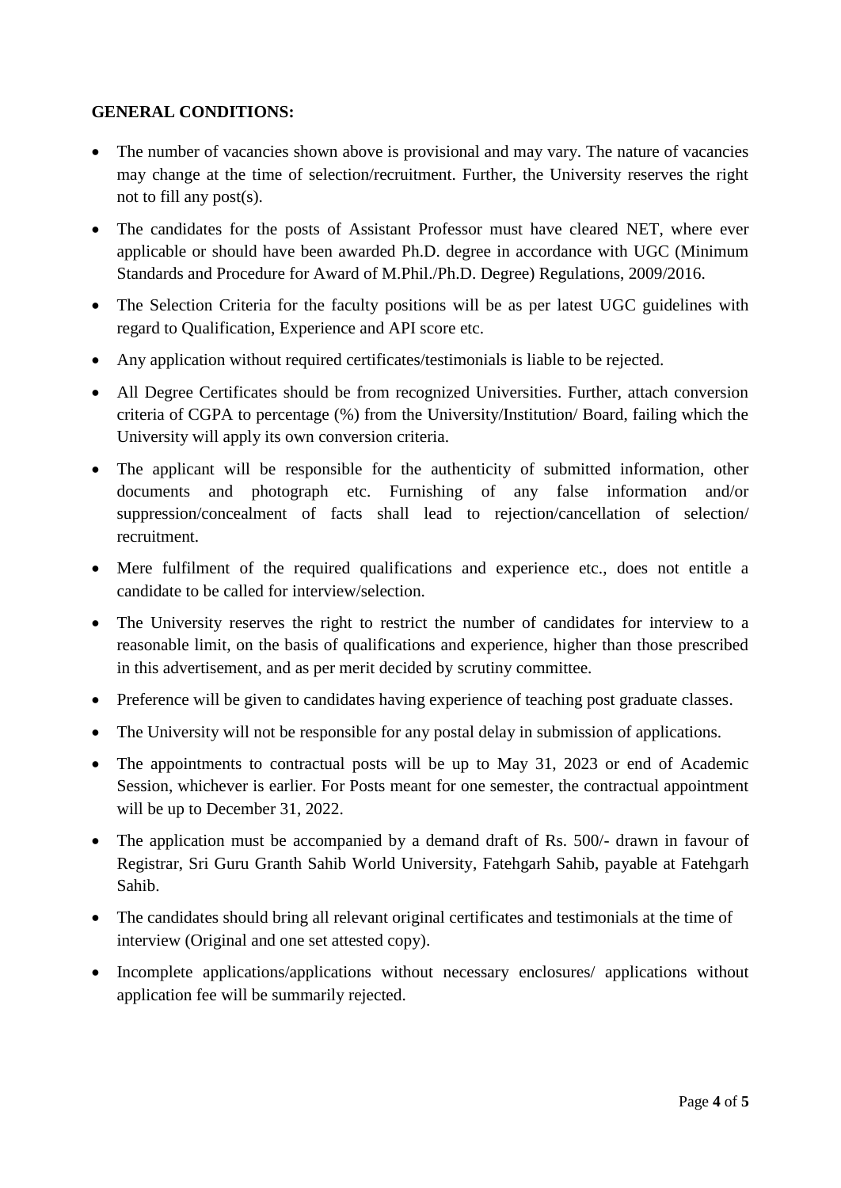**GENERAL CONDITIONS:**

- The number of vacancies shown above is provisional and may vary. The nature of vacancies may change at the time of selection/recruitment. Further, the University reserves the right not to fill any post(s).
- The candidates for the posts of Assistant Professor must have cleared NET, where ever applicable or should have been awarded Ph.D. degree in accordance with UGC (Minimum Standards and Procedure for Award of M.Phil./Ph.D. Degree) Regulations, 2009/2016.
- The Selection Criteria for the faculty positions will be as per latest UGC guidelines with regard to Qualification, Experience and API score etc.
- Any application without required certificates/testimonials is liable to be rejected.
- All Degree Certificates should be from recognized Universities. Further, attach conversion criteria of CGPA to percentage (%) from the University/Institution/ Board, failing which the University will apply its own conversion criteria.
- The applicant will be responsible for the authenticity of submitted information, other documents and photograph etc. Furnishing of any false information and/or suppression/concealment of facts shall lead to rejection/cancellation of selection/ recruitment.
- Mere fulfilment of the required qualifications and experience etc., does not entitle a candidate to be called for interview/selection.
- The University reserves the right to restrict the number of candidates for interview to a reasonable limit, on the basis of qualifications and experience, higher than those prescribed in this advertisement, and as per merit decided by scrutiny committee.
- Preference will be given to candidates having experience of teaching post graduate classes.
- The University will not be responsible for any postal delay in submission of applications.
- The appointments to contractual posts will be up to May 31, 2023 or end of Academic Session, whichever is earlier. For Posts meant for one semester, the contractual appointment will be up to December 31, 2022.
- The application must be accompanied by a demand draft of Rs. 500/- drawn in favour of Registrar, Sri Guru Granth Sahib World University, Fatehgarh Sahib, payable at Fatehgarh Sahib.
- The candidates should bring all relevant original certificates and testimonials at the time of interview (Original and one set attested copy).
- Incomplete applications/applications without necessary enclosures/ applications without application fee will be summarily rejected.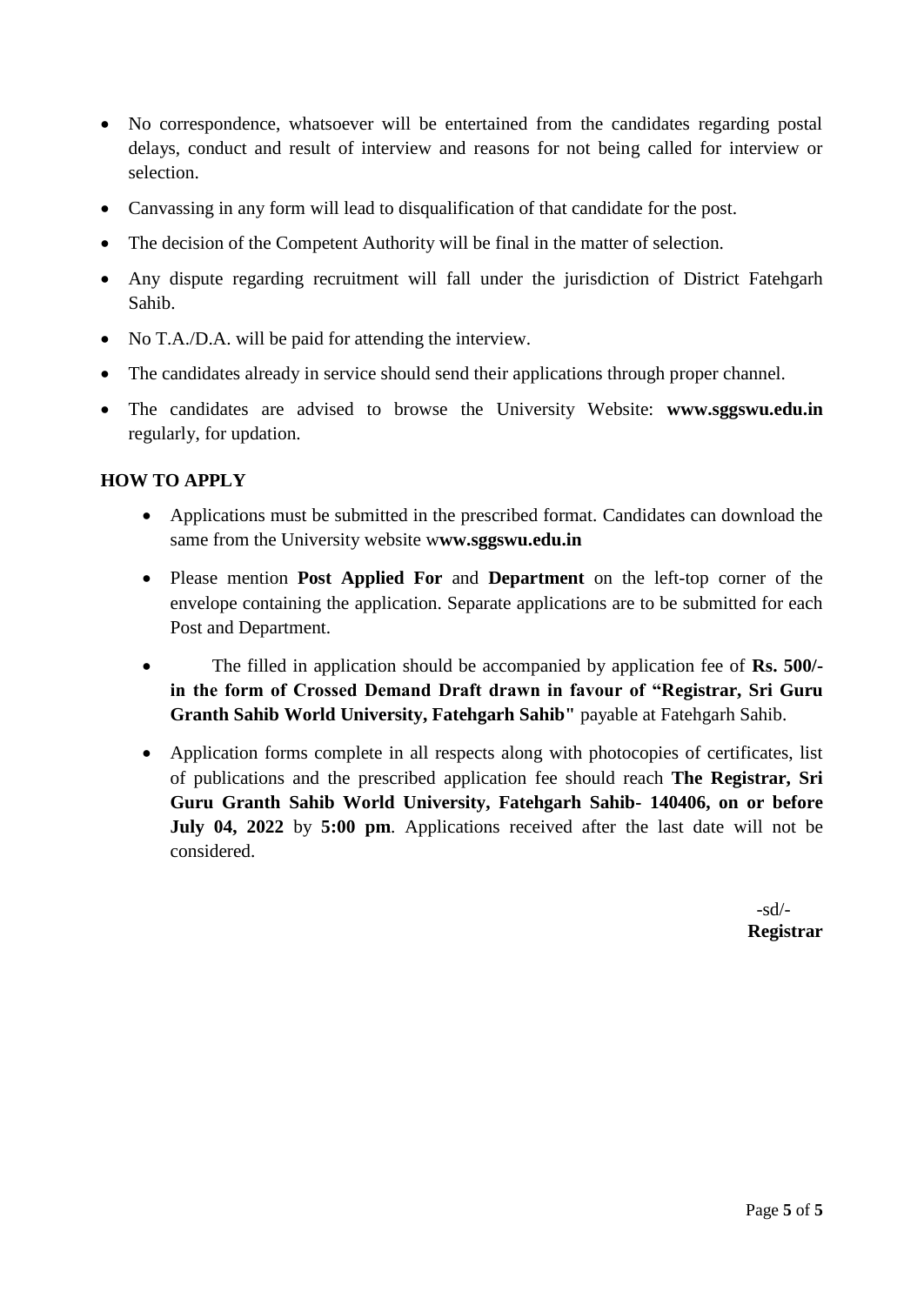- No correspondence, whatsoever will be entertained from the candidates regarding postal delays, conduct and result of interview and reasons for not being called for interview or selection.
- Canvassing in any form will lead to disqualification of that candidate for the post.
- The decision of the Competent Authority will be final in the matter of selection.
- Any dispute regarding recruitment will fall under the jurisdiction of District Fatehgarh Sahib.
- No T.A./D.A. will be paid for attending the interview.
- The candidates already in service should send their applications through proper channel.
- The candidates are advised to browse the University Website: **www.sggswu.edu.in** regularly, for updation.

## HOW TO APPLY

- Applications must be submitted in the prescribed format. Candidates can download the same from the University website w**ww.sggswu.edu.in**
- Please mention **Post Applied For** and **Department** on the left-top corner of the envelope containing the application. Separate applications are to be submitted for each Post and Department.
- The filled in application should be accompanied by application fee of **Rs. 500/- in the form of Crossed Demand Draft drawn in favour of "Registrar, Sri Guru Granth Sahib World University, Fatehgarh Sahib"** payable at Fatehgarh Sahib.
- Application forms complete in all respects along with photocopies of certificates, list of publications and the prescribed application fee should reach **The Registrar, Sri Guru Granth Sahib World University, Fatehgarh Sahib- 140406, on or before July 04, 2022** by **5:00 pm**. Applications received after the last date will not be considered.

-sd/-
**Registrar**